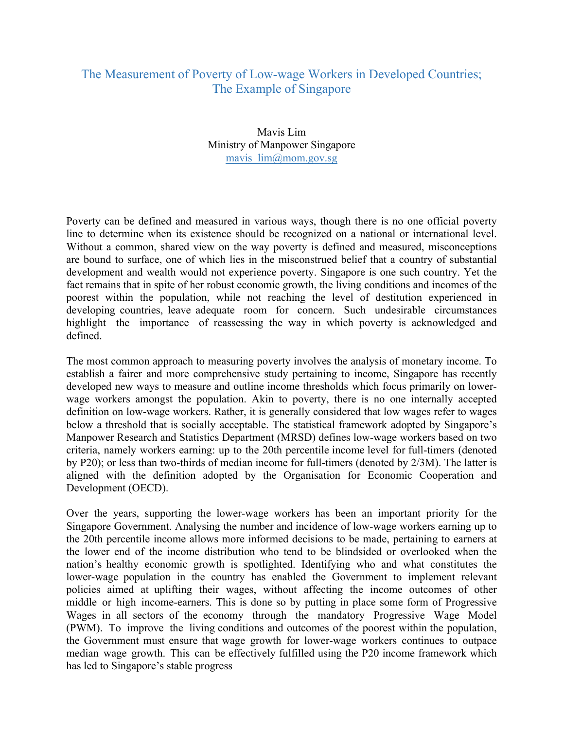# The Measurement of Poverty of Low-wage Workers in Developed Countries; The Example of Singapore

Mavis Lim
Ministry of Manpower Singapore
mavis_lim@mom.gov.sg

Poverty can be defined and measured in various ways, though there is no one official poverty line to determine when its existence should be recognized on a national or international level. Without a common, shared view on the way poverty is defined and measured, misconceptions are bound to surface, one of which lies in the misconstrued belief that a country of substantial development and wealth would not experience poverty. Singapore is one such country. Yet the fact remains that in spite of her robust economic growth, the living conditions and incomes of the poorest within the population, while not reaching the level of destitution experienced in developing countries, leave adequate room for concern. Such undesirable circumstances highlight the importance of reassessing the way in which poverty is acknowledged and defined.

The most common approach to measuring poverty involves the analysis of monetary income. To establish a fairer and more comprehensive study pertaining to income, Singapore has recently developed new ways to measure and outline income thresholds which focus primarily on lower-wage workers amongst the population. Akin to poverty, there is no one internally accepted definition on low-wage workers. Rather, it is generally considered that low wages refer to wages below a threshold that is socially acceptable. The statistical framework adopted by Singapore's Manpower Research and Statistics Department (MRSD) defines low-wage workers based on two criteria, namely workers earning: up to the 20th percentile income level for full-timers (denoted by P20); or less than two-thirds of median income for full-timers (denoted by 2/3M). The latter is aligned with the definition adopted by the Organisation for Economic Cooperation and Development (OECD).

Over the years, supporting the lower-wage workers has been an important priority for the Singapore Government. Analysing the number and incidence of low-wage workers earning up to the 20th percentile income allows more informed decisions to be made, pertaining to earners at the lower end of the income distribution who tend to be blindsided or overlooked when the nation's healthy economic growth is spotlighted. Identifying who and what constitutes the lower-wage population in the country has enabled the Government to implement relevant policies aimed at uplifting their wages, without affecting the income outcomes of other middle or high income-earners. This is done so by putting in place some form of Progressive Wages in all sectors of the economy through the mandatory Progressive Wage Model (PWM). To improve the living conditions and outcomes of the poorest within the population, the Government must ensure that wage growth for lower-wage workers continues to outpace median wage growth. This can be effectively fulfilled using the P20 income framework which has led to Singapore's stable progress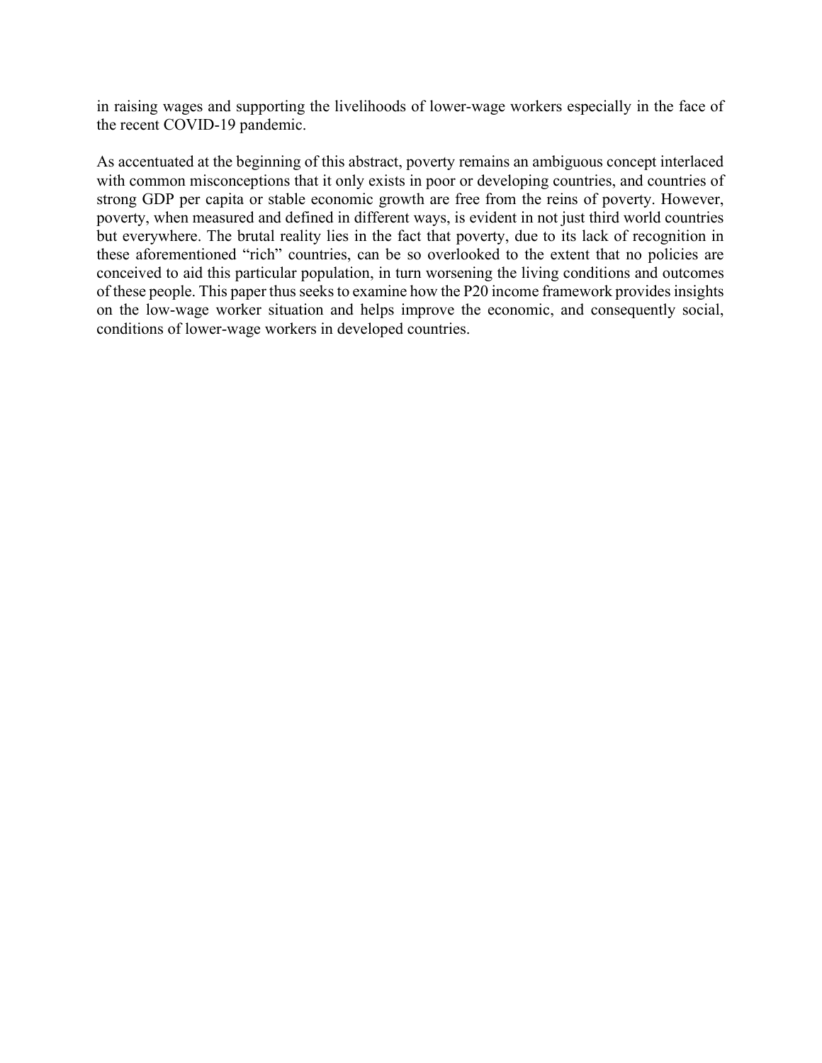in raising wages and supporting the livelihoods of lower-wage workers especially in the face of the recent COVID-19 pandemic.

As accentuated at the beginning of this abstract, poverty remains an ambiguous concept interlaced with common misconceptions that it only exists in poor or developing countries, and countries of strong GDP per capita or stable economic growth are free from the reins of poverty. However, poverty, when measured and defined in different ways, is evident in not just third world countries but everywhere. The brutal reality lies in the fact that poverty, due to its lack of recognition in these aforementioned "rich" countries, can be so overlooked to the extent that no policies are conceived to aid this particular population, in turn worsening the living conditions and outcomes of these people. This paper thus seeks to examine how the P20 income framework provides insights on the low-wage worker situation and helps improve the economic, and consequently social, conditions of lower-wage workers in developed countries.